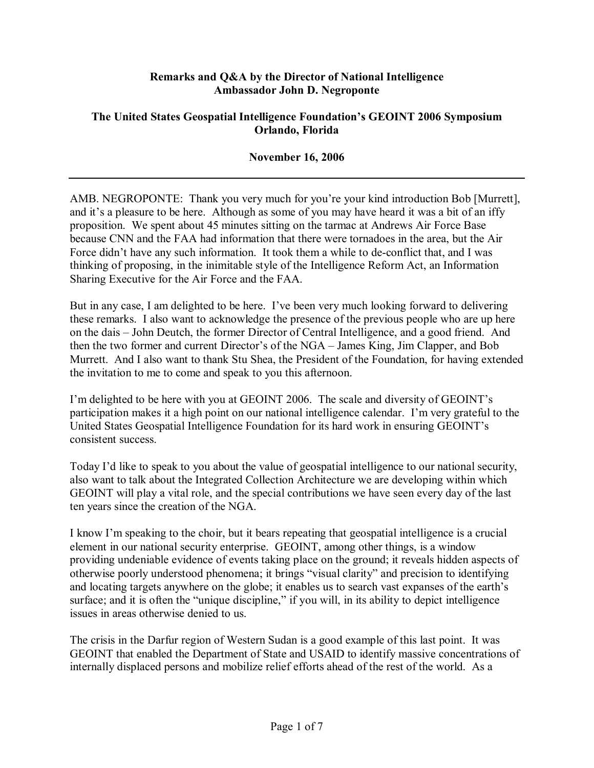**Remarks and Q&A by the Director of National Intelligence**
**Ambassador John D. Negroponte**

**The United States Geospatial Intelligence Foundation's GEOINT 2006 Symposium**
**Orlando, Florida**

**November 16, 2006**

---

AMB. NEGROPONTE: Thank you very much for you're your kind introduction Bob [Murrett], and it's a pleasure to be here. Although as some of you may have heard it was a bit of an iffy proposition. We spent about 45 minutes sitting on the tarmac at Andrews Air Force Base because CNN and the FAA had information that there were tornadoes in the area, but the Air Force didn't have any such information. It took them a while to de-conflict that, and I was thinking of proposing, in the inimitable style of the Intelligence Reform Act, an Information Sharing Executive for the Air Force and the FAA.

But in any case, I am delighted to be here. I've been very much looking forward to delivering these remarks. I also want to acknowledge the presence of the previous people who are up here on the dais – John Deutch, the former Director of Central Intelligence, and a good friend. And then the two former and current Director's of the NGA – James King, Jim Clapper, and Bob Murrett. And I also want to thank Stu Shea, the President of the Foundation, for having extended the invitation to me to come and speak to you this afternoon.

I'm delighted to be here with you at GEOINT 2006. The scale and diversity of GEOINT's participation makes it a high point on our national intelligence calendar. I'm very grateful to the United States Geospatial Intelligence Foundation for its hard work in ensuring GEOINT's consistent success.

Today I'd like to speak to you about the value of geospatial intelligence to our national security, also want to talk about the Integrated Collection Architecture we are developing within which GEOINT will play a vital role, and the special contributions we have seen every day of the last ten years since the creation of the NGA.

I know I'm speaking to the choir, but it bears repeating that geospatial intelligence is a crucial element in our national security enterprise. GEOINT, among other things, is a window providing undeniable evidence of events taking place on the ground; it reveals hidden aspects of otherwise poorly understood phenomena; it brings "visual clarity" and precision to identifying and locating targets anywhere on the globe; it enables us to search vast expanses of the earth's surface; and it is often the "unique discipline," if you will, in its ability to depict intelligence issues in areas otherwise denied to us.

The crisis in the Darfur region of Western Sudan is a good example of this last point. It was GEOINT that enabled the Department of State and USAID to identify massive concentrations of internally displaced persons and mobilize relief efforts ahead of the rest of the world. As a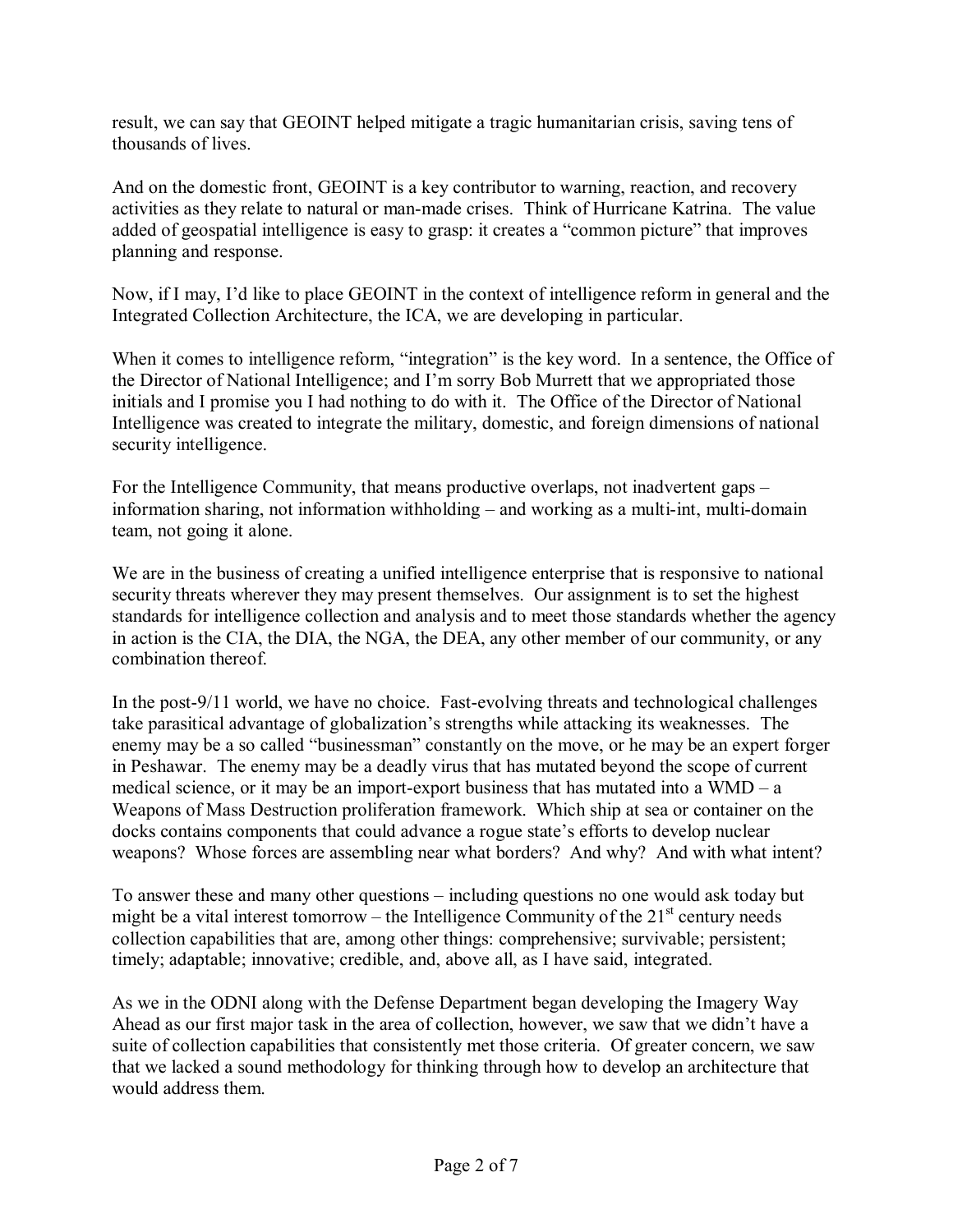result, we can say that GEOINT helped mitigate a tragic humanitarian crisis, saving tens of thousands of lives.

And on the domestic front, GEOINT is a key contributor to warning, reaction, and recovery activities as they relate to natural or man-made crises. Think of Hurricane Katrina. The value added of geospatial intelligence is easy to grasp: it creates a "common picture" that improves planning and response.

Now, if I may, I'd like to place GEOINT in the context of intelligence reform in general and the Integrated Collection Architecture, the ICA, we are developing in particular.

When it comes to intelligence reform, "integration" is the key word. In a sentence, the Office of the Director of National Intelligence; and I'm sorry Bob Murrett that we appropriated those initials and I promise you I had nothing to do with it. The Office of the Director of National Intelligence was created to integrate the military, domestic, and foreign dimensions of national security intelligence.

For the Intelligence Community, that means productive overlaps, not inadvertent gaps – information sharing, not information withholding – and working as a multi-int, multi-domain team, not going it alone.

We are in the business of creating a unified intelligence enterprise that is responsive to national security threats wherever they may present themselves. Our assignment is to set the highest standards for intelligence collection and analysis and to meet those standards whether the agency in action is the CIA, the DIA, the NGA, the DEA, any other member of our community, or any combination thereof.

In the post-9/11 world, we have no choice. Fast-evolving threats and technological challenges take parasitical advantage of globalization's strengths while attacking its weaknesses. The enemy may be a so called "businessman" constantly on the move, or he may be an expert forger in Peshawar. The enemy may be a deadly virus that has mutated beyond the scope of current medical science, or it may be an import-export business that has mutated into a WMD – a Weapons of Mass Destruction proliferation framework. Which ship at sea or container on the docks contains components that could advance a rogue state's efforts to develop nuclear weapons? Whose forces are assembling near what borders? And why? And with what intent?

To answer these and many other questions – including questions no one would ask today but might be a vital interest tomorrow – the Intelligence Community of the 21st century needs collection capabilities that are, among other things: comprehensive; survivable; persistent; timely; adaptable; innovative; credible, and, above all, as I have said, integrated.

As we in the ODNI along with the Defense Department began developing the Imagery Way Ahead as our first major task in the area of collection, however, we saw that we didn't have a suite of collection capabilities that consistently met those criteria. Of greater concern, we saw that we lacked a sound methodology for thinking through how to develop an architecture that would address them.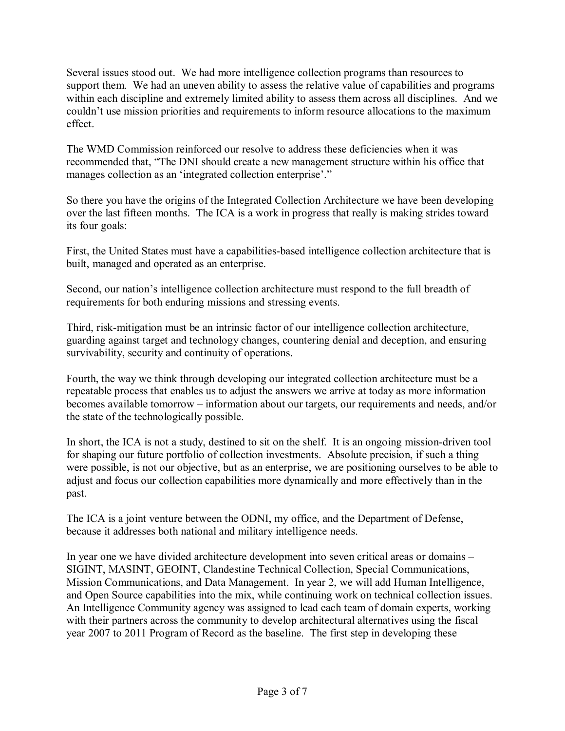Several issues stood out. We had more intelligence collection programs than resources to support them. We had an uneven ability to assess the relative value of capabilities and programs within each discipline and extremely limited ability to assess them across all disciplines. And we couldn't use mission priorities and requirements to inform resource allocations to the maximum effect.

The WMD Commission reinforced our resolve to address these deficiencies when it was recommended that, "The DNI should create a new management structure within his office that manages collection as an 'integrated collection enterprise'."

So there you have the origins of the Integrated Collection Architecture we have been developing over the last fifteen months. The ICA is a work in progress that really is making strides toward its four goals:

First, the United States must have a capabilities-based intelligence collection architecture that is built, managed and operated as an enterprise.

Second, our nation's intelligence collection architecture must respond to the full breadth of requirements for both enduring missions and stressing events.

Third, risk-mitigation must be an intrinsic factor of our intelligence collection architecture, guarding against target and technology changes, countering denial and deception, and ensuring survivability, security and continuity of operations.

Fourth, the way we think through developing our integrated collection architecture must be a repeatable process that enables us to adjust the answers we arrive at today as more information becomes available tomorrow – information about our targets, our requirements and needs, and/or the state of the technologically possible.

In short, the ICA is not a study, destined to sit on the shelf. It is an ongoing mission-driven tool for shaping our future portfolio of collection investments. Absolute precision, if such a thing were possible, is not our objective, but as an enterprise, we are positioning ourselves to be able to adjust and focus our collection capabilities more dynamically and more effectively than in the past.

The ICA is a joint venture between the ODNI, my office, and the Department of Defense, because it addresses both national and military intelligence needs.

In year one we have divided architecture development into seven critical areas or domains – SIGINT, MASINT, GEOINT, Clandestine Technical Collection, Special Communications, Mission Communications, and Data Management. In year 2, we will add Human Intelligence, and Open Source capabilities into the mix, while continuing work on technical collection issues. An Intelligence Community agency was assigned to lead each team of domain experts, working with their partners across the community to develop architectural alternatives using the fiscal year 2007 to 2011 Program of Record as the baseline. The first step in developing these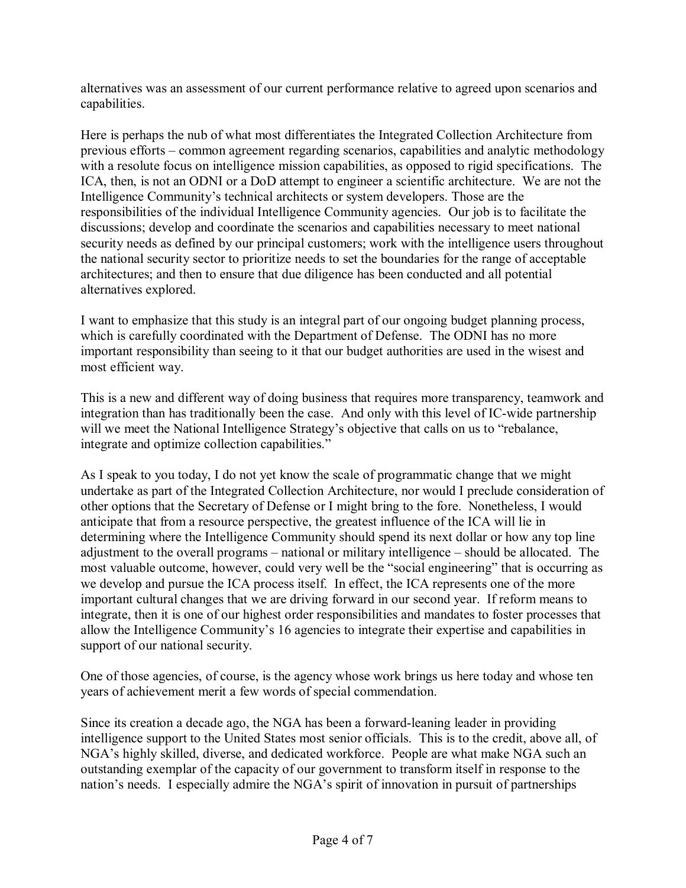alternatives was an assessment of our current performance relative to agreed upon scenarios and capabilities.

Here is perhaps the nub of what most differentiates the Integrated Collection Architecture from previous efforts – common agreement regarding scenarios, capabilities and analytic methodology with a resolute focus on intelligence mission capabilities, as opposed to rigid specifications. The ICA, then, is not an ODNI or a DoD attempt to engineer a scientific architecture. We are not the Intelligence Community's technical architects or system developers. Those are the responsibilities of the individual Intelligence Community agencies. Our job is to facilitate the discussions; develop and coordinate the scenarios and capabilities necessary to meet national security needs as defined by our principal customers; work with the intelligence users throughout the national security sector to prioritize needs to set the boundaries for the range of acceptable architectures; and then to ensure that due diligence has been conducted and all potential alternatives explored.

I want to emphasize that this study is an integral part of our ongoing budget planning process, which is carefully coordinated with the Department of Defense. The ODNI has no more important responsibility than seeing to it that our budget authorities are used in the wisest and most efficient way.

This is a new and different way of doing business that requires more transparency, teamwork and integration than has traditionally been the case. And only with this level of IC-wide partnership will we meet the National Intelligence Strategy's objective that calls on us to "rebalance, integrate and optimize collection capabilities."

As I speak to you today, I do not yet know the scale of programmatic change that we might undertake as part of the Integrated Collection Architecture, nor would I preclude consideration of other options that the Secretary of Defense or I might bring to the fore. Nonetheless, I would anticipate that from a resource perspective, the greatest influence of the ICA will lie in determining where the Intelligence Community should spend its next dollar or how any top line adjustment to the overall programs – national or military intelligence – should be allocated. The most valuable outcome, however, could very well be the "social engineering" that is occurring as we develop and pursue the ICA process itself. In effect, the ICA represents one of the more important cultural changes that we are driving forward in our second year. If reform means to integrate, then it is one of our highest order responsibilities and mandates to foster processes that allow the Intelligence Community's 16 agencies to integrate their expertise and capabilities in support of our national security.

One of those agencies, of course, is the agency whose work brings us here today and whose ten years of achievement merit a few words of special commendation.

Since its creation a decade ago, the NGA has been a forward-leaning leader in providing intelligence support to the United States most senior officials. This is to the credit, above all, of NGA's highly skilled, diverse, and dedicated workforce. People are what make NGA such an outstanding exemplar of the capacity of our government to transform itself in response to the nation's needs. I especially admire the NGA's spirit of innovation in pursuit of partnerships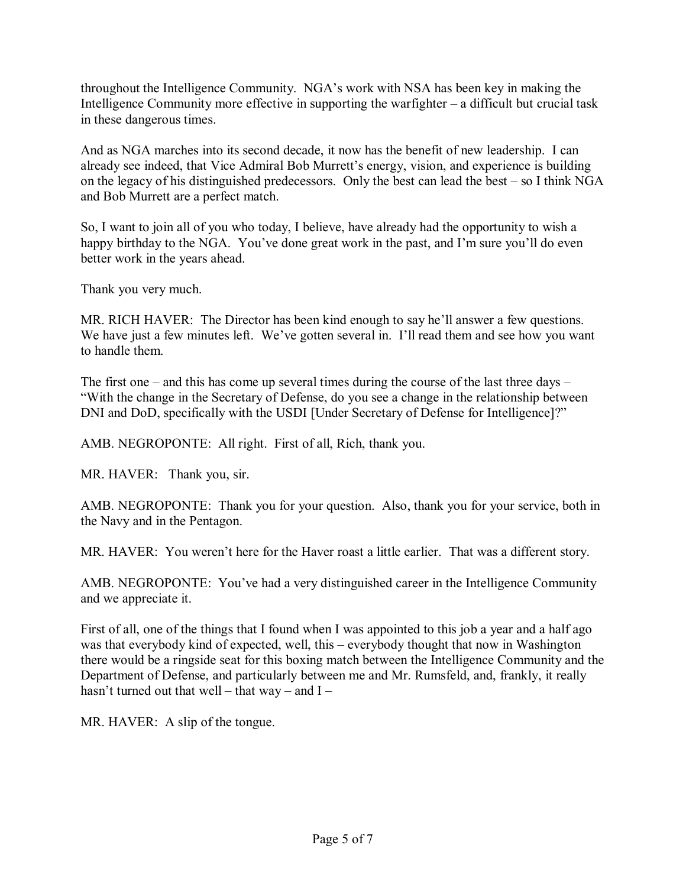throughout the Intelligence Community. NGA's work with NSA has been key in making the Intelligence Community more effective in supporting the warfighter – a difficult but crucial task in these dangerous times.

And as NGA marches into its second decade, it now has the benefit of new leadership. I can already see indeed, that Vice Admiral Bob Murrett's energy, vision, and experience is building on the legacy of his distinguished predecessors. Only the best can lead the best – so I think NGA and Bob Murrett are a perfect match.

So, I want to join all of you who today, I believe, have already had the opportunity to wish a happy birthday to the NGA. You've done great work in the past, and I'm sure you'll do even better work in the years ahead.

Thank you very much.

MR. RICH HAVER: The Director has been kind enough to say he'll answer a few questions. We have just a few minutes left. We've gotten several in. I'll read them and see how you want to handle them.

The first one – and this has come up several times during the course of the last three days – "With the change in the Secretary of Defense, do you see a change in the relationship between DNI and DoD, specifically with the USDI [Under Secretary of Defense for Intelligence]?"

AMB. NEGROPONTE: All right. First of all, Rich, thank you.

MR. HAVER: Thank you, sir.

AMB. NEGROPONTE: Thank you for your question. Also, thank you for your service, both in the Navy and in the Pentagon.

MR. HAVER: You weren't here for the Haver roast a little earlier. That was a different story.

AMB. NEGROPONTE: You've had a very distinguished career in the Intelligence Community and we appreciate it.

First of all, one of the things that I found when I was appointed to this job a year and a half ago was that everybody kind of expected, well, this – everybody thought that now in Washington there would be a ringside seat for this boxing match between the Intelligence Community and the Department of Defense, and particularly between me and Mr. Rumsfeld, and, frankly, it really hasn't turned out that well – that way – and I –

MR. HAVER: A slip of the tongue.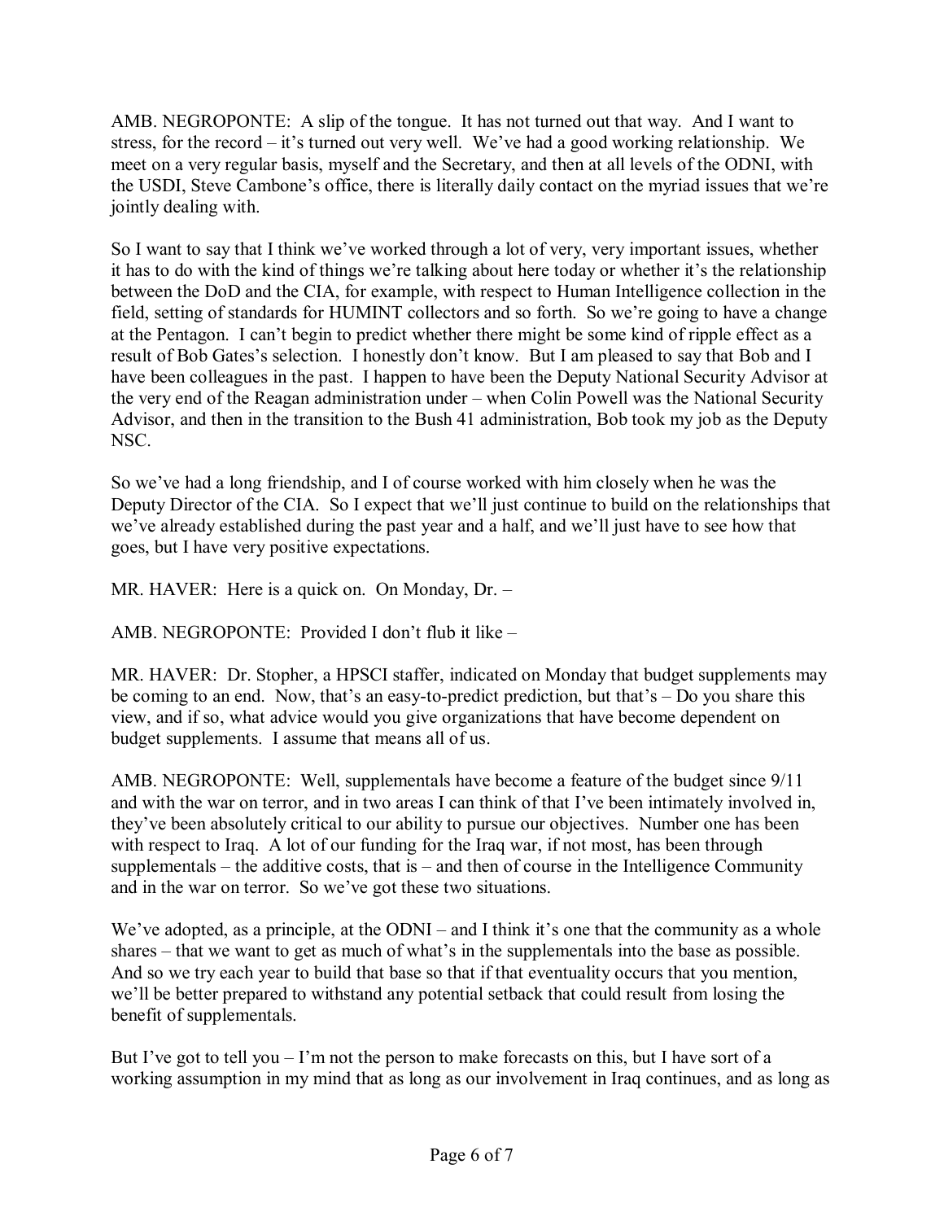AMB. NEGROPONTE: A slip of the tongue. It has not turned out that way. And I want to stress, for the record – it's turned out very well. We've had a good working relationship. We meet on a very regular basis, myself and the Secretary, and then at all levels of the ODNI, with the USDI, Steve Cambone's office, there is literally daily contact on the myriad issues that we're jointly dealing with.

So I want to say that I think we've worked through a lot of very, very important issues, whether it has to do with the kind of things we're talking about here today or whether it's the relationship between the DoD and the CIA, for example, with respect to Human Intelligence collection in the field, setting of standards for HUMINT collectors and so forth. So we're going to have a change at the Pentagon. I can't begin to predict whether there might be some kind of ripple effect as a result of Bob Gates's selection. I honestly don't know. But I am pleased to say that Bob and I have been colleagues in the past. I happen to have been the Deputy National Security Advisor at the very end of the Reagan administration under – when Colin Powell was the National Security Advisor, and then in the transition to the Bush 41 administration, Bob took my job as the Deputy NSC.

So we've had a long friendship, and I of course worked with him closely when he was the Deputy Director of the CIA. So I expect that we'll just continue to build on the relationships that we've already established during the past year and a half, and we'll just have to see how that goes, but I have very positive expectations.

MR. HAVER: Here is a quick on. On Monday, Dr. –

AMB. NEGROPONTE: Provided I don't flub it like –

MR. HAVER: Dr. Stopher, a HPSCI staffer, indicated on Monday that budget supplements may be coming to an end. Now, that's an easy-to-predict prediction, but that's – Do you share this view, and if so, what advice would you give organizations that have become dependent on budget supplements. I assume that means all of us.

AMB. NEGROPONTE: Well, supplementals have become a feature of the budget since 9/11 and with the war on terror, and in two areas I can think of that I've been intimately involved in, they've been absolutely critical to our ability to pursue our objectives. Number one has been with respect to Iraq. A lot of our funding for the Iraq war, if not most, has been through supplementals – the additive costs, that is – and then of course in the Intelligence Community and in the war on terror. So we've got these two situations.

We've adopted, as a principle, at the ODNI – and I think it's one that the community as a whole shares – that we want to get as much of what's in the supplementals into the base as possible. And so we try each year to build that base so that if that eventuality occurs that you mention, we'll be better prepared to withstand any potential setback that could result from losing the benefit of supplementals.

But I've got to tell you – I'm not the person to make forecasts on this, but I have sort of a working assumption in my mind that as long as our involvement in Iraq continues, and as long as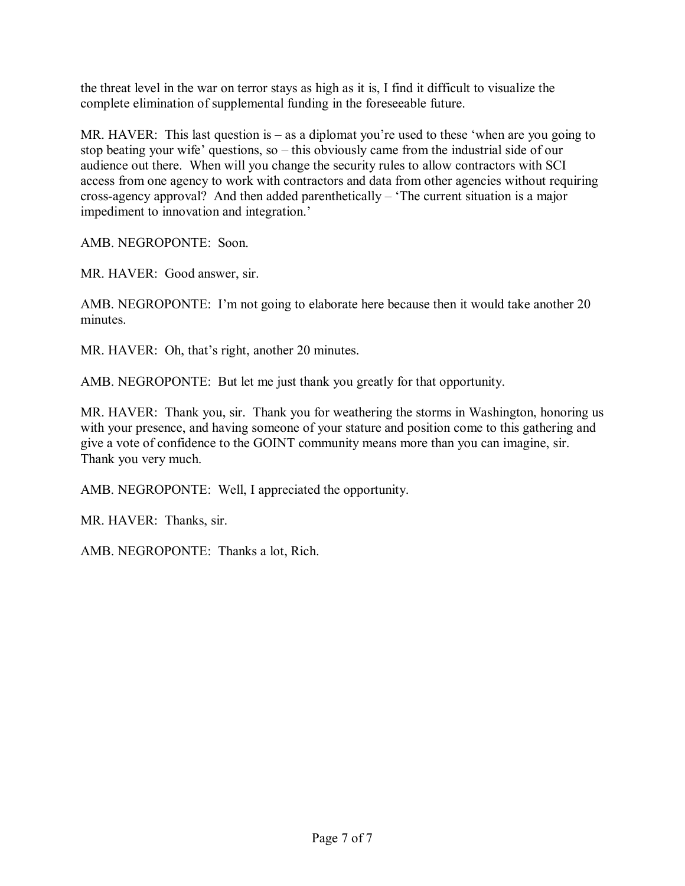the threat level in the war on terror stays as high as it is, I find it difficult to visualize the complete elimination of supplemental funding in the foreseeable future.

MR. HAVER: This last question is – as a diplomat you're used to these 'when are you going to stop beating your wife' questions, so – this obviously came from the industrial side of our audience out there. When will you change the security rules to allow contractors with SCI access from one agency to work with contractors and data from other agencies without requiring cross-agency approval? And then added parenthetically – 'The current situation is a major impediment to innovation and integration.'

AMB. NEGROPONTE: Soon.

MR. HAVER: Good answer, sir.

AMB. NEGROPONTE: I'm not going to elaborate here because then it would take another 20 minutes.

MR. HAVER: Oh, that's right, another 20 minutes.

AMB. NEGROPONTE: But let me just thank you greatly for that opportunity.

MR. HAVER: Thank you, sir. Thank you for weathering the storms in Washington, honoring us with your presence, and having someone of your stature and position come to this gathering and give a vote of confidence to the GOINT community means more than you can imagine, sir. Thank you very much.

AMB. NEGROPONTE: Well, I appreciated the opportunity.

MR. HAVER: Thanks, sir.

AMB. NEGROPONTE: Thanks a lot, Rich.